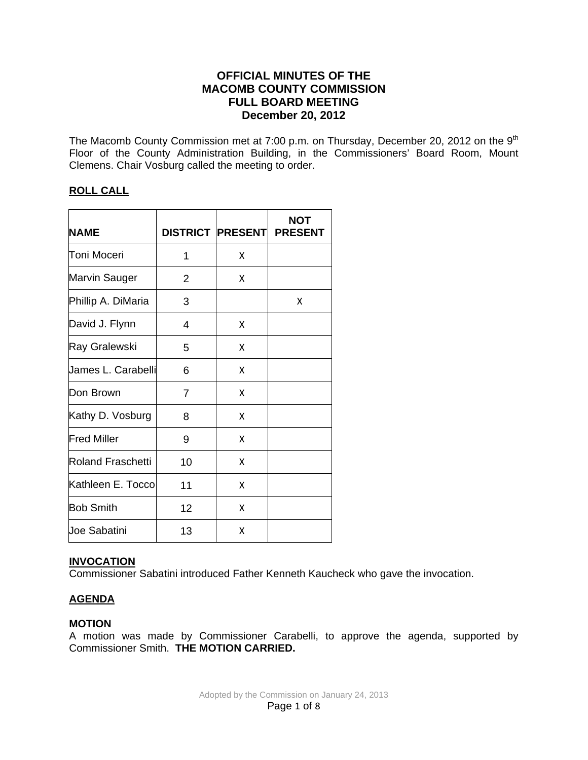# OFFICIAL MINUTES OF THE MACOMB COUNTY COMMISSION FULL BOARD MEETING December 20, 2012

The Macomb County Commission met at 7:00 p.m. on Thursday, December 20, 2012 on the 9th Floor of the County Administration Building, in the Commissioners' Board Room, Mount Clemens. Chair Vosburg called the meeting to order.

## ROLL CALL

| NAME | DISTRICT | PRESENT | NOT PRESENT |
|---|---|---|---|
| Toni Moceri | 1 | X | |
| Marvin Sauger | 2 | X | |
| Phillip A. DiMaria | 3 | | X |
| David J. Flynn | 4 | X | |
| Ray Gralewski | 5 | X | |
| James L. Carabelli | 6 | X | |
| Don Brown | 7 | X | |
| Kathy D. Vosburg | 8 | X | |
| Fred Miller | 9 | X | |
| Roland Fraschetti | 10 | X | |
| Kathleen E. Tocco | 11 | X | |
| Bob Smith | 12 | X | |
| Joe Sabatini | 13 | X | |

## INVOCATION

Commissioner Sabatini introduced Father Kenneth Kaucheck who gave the invocation.

## AGENDA

### MOTION

A motion was made by Commissioner Carabelli, to approve the agenda, supported by Commissioner Smith. **THE MOTION CARRIED.**

Adopted by the Commission on January 24, 2013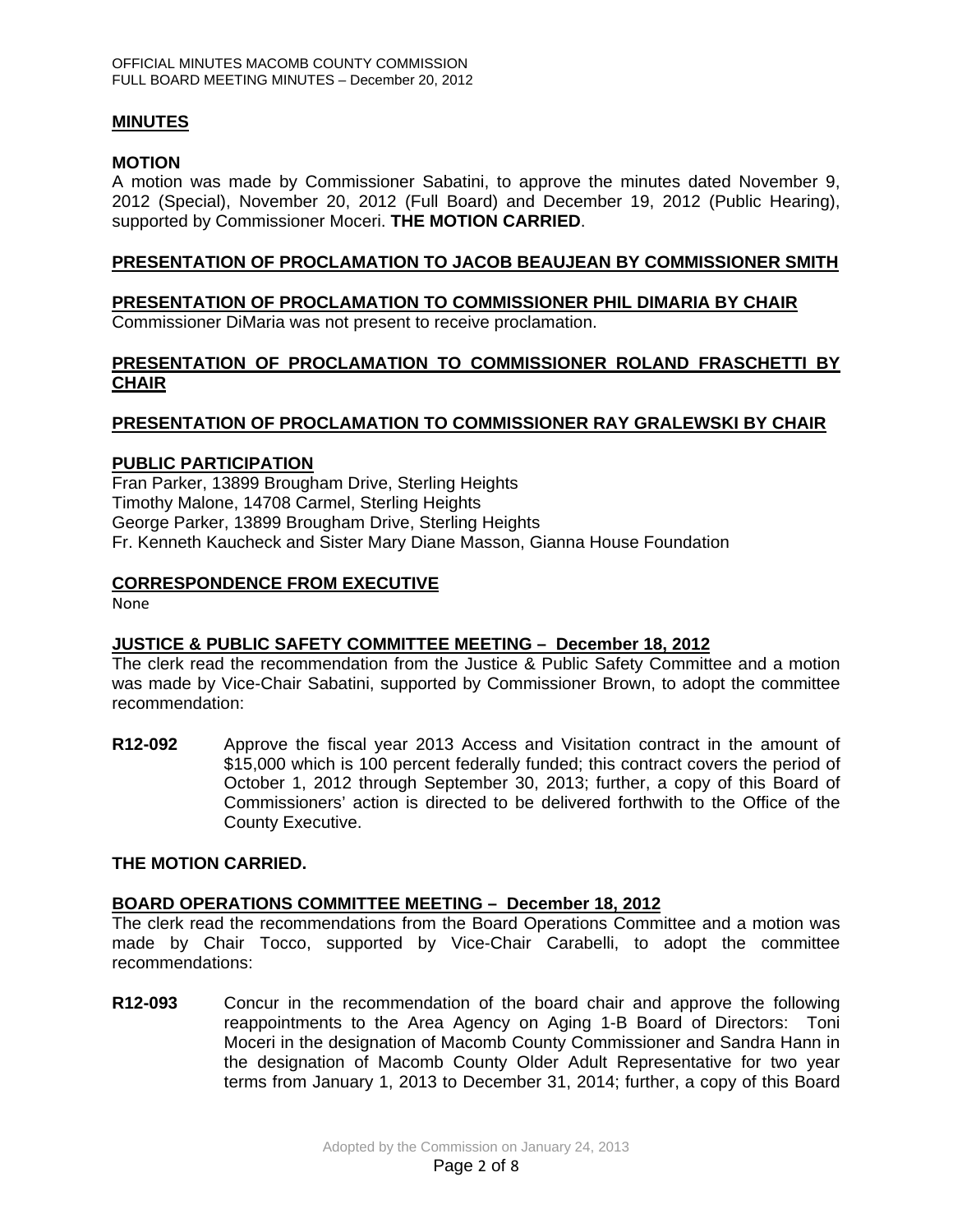## MINUTES

### MOTION

A motion was made by Commissioner Sabatini, to approve the minutes dated November 9, 2012 (Special), November 20, 2012 (Full Board) and December 19, 2012 (Public Hearing), supported by Commissioner Moceri. **THE MOTION CARRIED**.

## PRESENTATION OF PROCLAMATION TO JACOB BEAUJEAN BY COMMISSIONER SMITH

## PRESENTATION OF PROCLAMATION TO COMMISSIONER PHIL DIMARIA BY CHAIR

Commissioner DiMaria was not present to receive proclamation.

## PRESENTATION OF PROCLAMATION TO COMMISSIONER ROLAND FRASCHETTI BY CHAIR

## PRESENTATION OF PROCLAMATION TO COMMISSIONER RAY GRALEWSKI BY CHAIR

## PUBLIC PARTICIPATION

Fran Parker, 13899 Brougham Drive, Sterling Heights
Timothy Malone, 14708 Carmel, Sterling Heights
George Parker, 13899 Brougham Drive, Sterling Heights
Fr. Kenneth Kaucheck and Sister Mary Diane Masson, Gianna House Foundation

## CORRESPONDENCE FROM EXECUTIVE

None

## JUSTICE & PUBLIC SAFETY COMMITTEE MEETING – December 18, 2012

The clerk read the recommendation from the Justice & Public Safety Committee and a motion was made by Vice-Chair Sabatini, supported by Commissioner Brown, to adopt the committee recommendation:

**R12-092** Approve the fiscal year 2013 Access and Visitation contract in the amount of $15,000 which is 100 percent federally funded; this contract covers the period of October 1, 2012 through September 30, 2013; further, a copy of this Board of Commissioners' action is directed to be delivered forthwith to the Office of the County Executive.

**THE MOTION CARRIED.**

## BOARD OPERATIONS COMMITTEE MEETING – December 18, 2012

The clerk read the recommendations from the Board Operations Committee and a motion was made by Chair Tocco, supported by Vice-Chair Carabelli, to adopt the committee recommendations:

**R12-093** Concur in the recommendation of the board chair and approve the following reappointments to the Area Agency on Aging 1-B Board of Directors: Toni Moceri in the designation of Macomb County Commissioner and Sandra Hann in the designation of Macomb County Older Adult Representative for two year terms from January 1, 2013 to December 31, 2014; further, a copy of this Board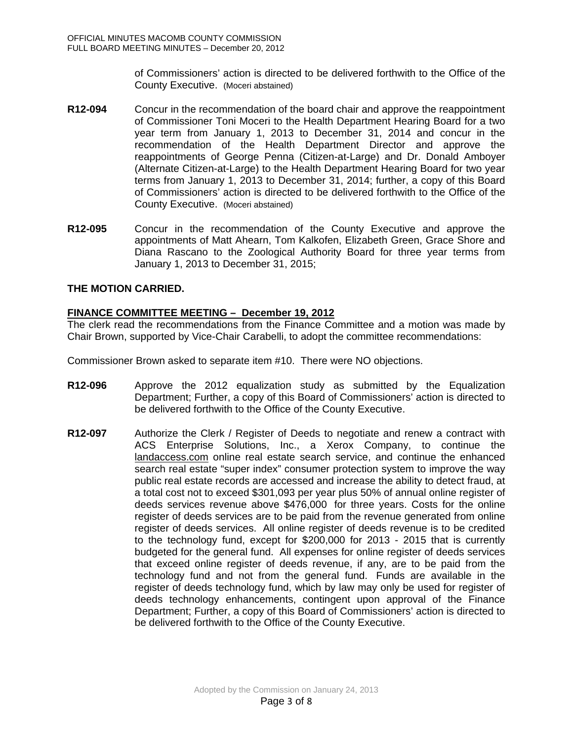of Commissioners' action is directed to be delivered forthwith to the Office of the County Executive. (Moceri abstained)

**R12-094** Concur in the recommendation of the board chair and approve the reappointment of Commissioner Toni Moceri to the Health Department Hearing Board for a two year term from January 1, 2013 to December 31, 2014 and concur in the recommendation of the Health Department Director and approve the reappointments of George Penna (Citizen-at-Large) and Dr. Donald Amboyer (Alternate Citizen-at-Large) to the Health Department Hearing Board for two year terms from January 1, 2013 to December 31, 2014; further, a copy of this Board of Commissioners' action is directed to be delivered forthwith to the Office of the County Executive. (Moceri abstained)

**R12-095** Concur in the recommendation of the County Executive and approve the appointments of Matt Ahearn, Tom Kalkofen, Elizabeth Green, Grace Shore and Diana Rascano to the Zoological Authority Board for three year terms from January 1, 2013 to December 31, 2015;

**THE MOTION CARRIED.**

**FINANCE COMMITTEE MEETING – December 19, 2012**

The clerk read the recommendations from the Finance Committee and a motion was made by Chair Brown, supported by Vice-Chair Carabelli, to adopt the committee recommendations:

Commissioner Brown asked to separate item #10. There were NO objections.

**R12-096** Approve the 2012 equalization study as submitted by the Equalization Department; Further, a copy of this Board of Commissioners' action is directed to be delivered forthwith to the Office of the County Executive.

**R12-097** Authorize the Clerk / Register of Deeds to negotiate and renew a contract with ACS Enterprise Solutions, Inc., a Xerox Company, to continue the landaccess.com online real estate search service, and continue the enhanced search real estate "super index" consumer protection system to improve the way public real estate records are accessed and increase the ability to detect fraud, at a total cost not to exceed $301,093 per year plus 50% of annual online register of deeds services revenue above $476,000 for three years. Costs for the online register of deeds services are to be paid from the revenue generated from online register of deeds services. All online register of deeds revenue is to be credited to the technology fund, except for $200,000 for 2013 - 2015 that is currently budgeted for the general fund. All expenses for online register of deeds services that exceed online register of deeds revenue, if any, are to be paid from the technology fund and not from the general fund. Funds are available in the register of deeds technology fund, which by law may only be used for register of deeds technology enhancements, contingent upon approval of the Finance Department; Further, a copy of this Board of Commissioners' action is directed to be delivered forthwith to the Office of the County Executive.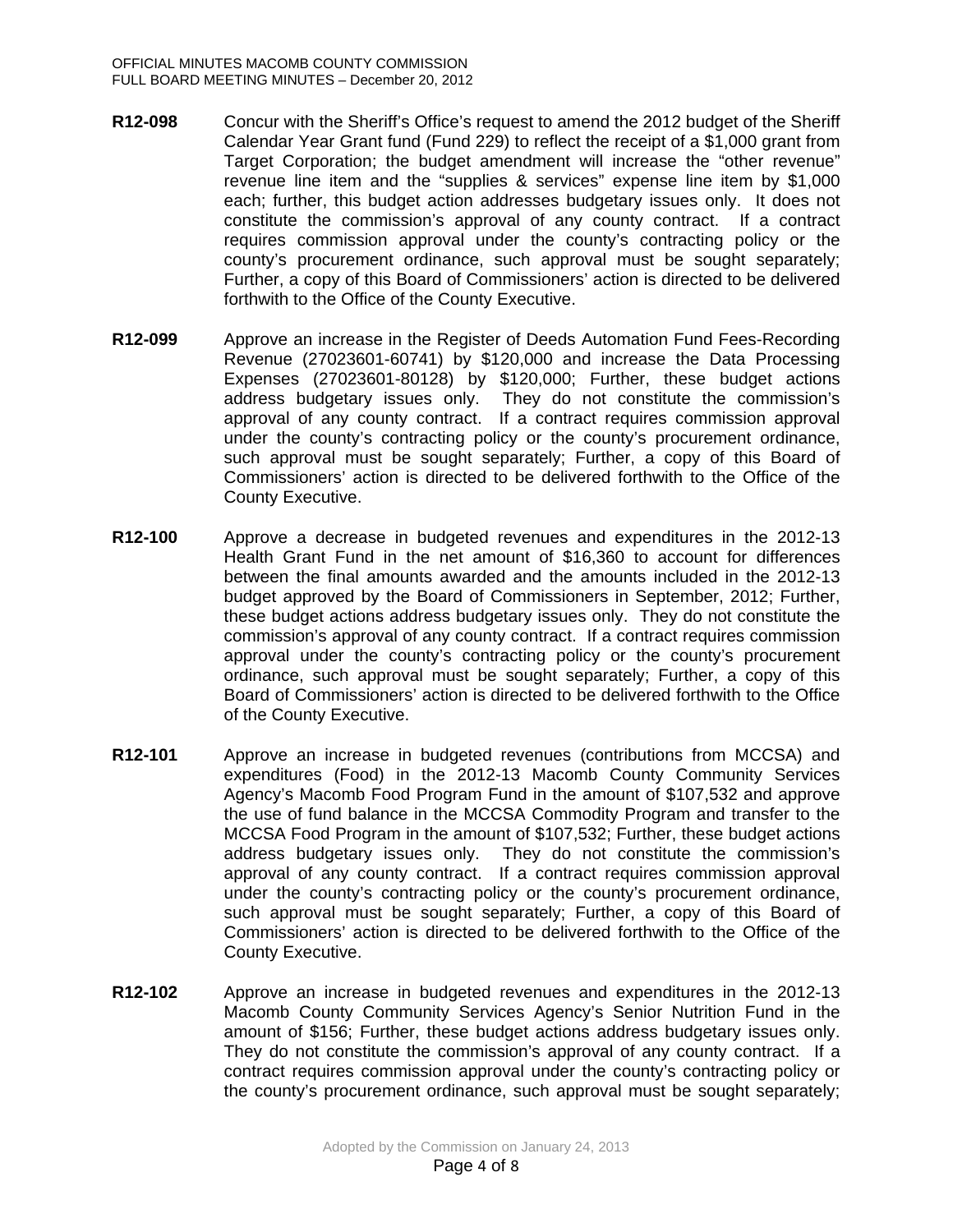**R12-098** Concur with the Sheriff's Office's request to amend the 2012 budget of the Sheriff Calendar Year Grant fund (Fund 229) to reflect the receipt of a $1,000 grant from Target Corporation; the budget amendment will increase the "other revenue" revenue line item and the "supplies & services" expense line item by $1,000 each; further, this budget action addresses budgetary issues only. It does not constitute the commission's approval of any county contract. If a contract requires commission approval under the county's contracting policy or the county's procurement ordinance, such approval must be sought separately; Further, a copy of this Board of Commissioners' action is directed to be delivered forthwith to the Office of the County Executive.

**R12-099** Approve an increase in the Register of Deeds Automation Fund Fees-Recording Revenue (27023601-60741) by $120,000 and increase the Data Processing Expenses (27023601-80128) by $120,000; Further, these budget actions address budgetary issues only. They do not constitute the commission's approval of any county contract. If a contract requires commission approval under the county's contracting policy or the county's procurement ordinance, such approval must be sought separately; Further, a copy of this Board of Commissioners' action is directed to be delivered forthwith to the Office of the County Executive.

**R12-100** Approve a decrease in budgeted revenues and expenditures in the 2012-13 Health Grant Fund in the net amount of $16,360 to account for differences between the final amounts awarded and the amounts included in the 2012-13 budget approved by the Board of Commissioners in September, 2012; Further, these budget actions address budgetary issues only. They do not constitute the commission's approval of any county contract. If a contract requires commission approval under the county's contracting policy or the county's procurement ordinance, such approval must be sought separately; Further, a copy of this Board of Commissioners' action is directed to be delivered forthwith to the Office of the County Executive.

**R12-101** Approve an increase in budgeted revenues (contributions from MCCSA) and expenditures (Food) in the 2012-13 Macomb County Community Services Agency's Macomb Food Program Fund in the amount of $107,532 and approve the use of fund balance in the MCCSA Commodity Program and transfer to the MCCSA Food Program in the amount of $107,532; Further, these budget actions address budgetary issues only. They do not constitute the commission's approval of any county contract. If a contract requires commission approval under the county's contracting policy or the county's procurement ordinance, such approval must be sought separately; Further, a copy of this Board of Commissioners' action is directed to be delivered forthwith to the Office of the County Executive.

**R12-102** Approve an increase in budgeted revenues and expenditures in the 2012-13 Macomb County Community Services Agency's Senior Nutrition Fund in the amount of $156; Further, these budget actions address budgetary issues only. They do not constitute the commission's approval of any county contract. If a contract requires commission approval under the county's contracting policy or the county's procurement ordinance, such approval must be sought separately;

Adopted by the Commission on January 24, 2013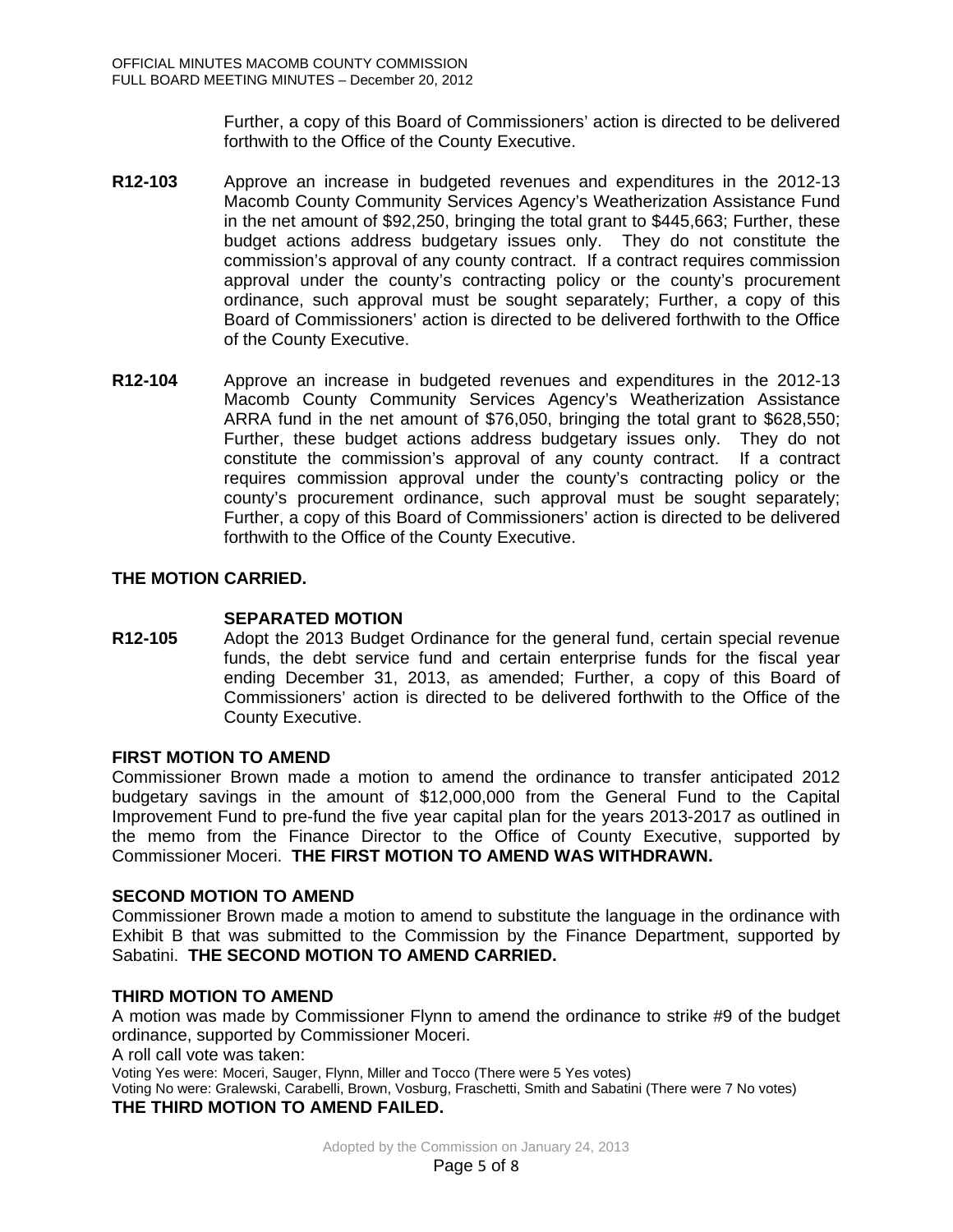Further, a copy of this Board of Commissioners' action is directed to be delivered forthwith to the Office of the County Executive.

**R12-103** Approve an increase in budgeted revenues and expenditures in the 2012-13 Macomb County Community Services Agency's Weatherization Assistance Fund in the net amount of $92,250, bringing the total grant to $445,663; Further, these budget actions address budgetary issues only. They do not constitute the commission's approval of any county contract. If a contract requires commission approval under the county's contracting policy or the county's procurement ordinance, such approval must be sought separately; Further, a copy of this Board of Commissioners' action is directed to be delivered forthwith to the Office of the County Executive.

**R12-104** Approve an increase in budgeted revenues and expenditures in the 2012-13 Macomb County Community Services Agency's Weatherization Assistance ARRA fund in the net amount of $76,050, bringing the total grant to $628,550; Further, these budget actions address budgetary issues only. They do not constitute the commission's approval of any county contract. If a contract requires commission approval under the county's contracting policy or the county's procurement ordinance, such approval must be sought separately; Further, a copy of this Board of Commissioners' action is directed to be delivered forthwith to the Office of the County Executive.

**THE MOTION CARRIED.**

**SEPARATED MOTION**

**R12-105** Adopt the 2013 Budget Ordinance for the general fund, certain special revenue funds, the debt service fund and certain enterprise funds for the fiscal year ending December 31, 2013, as amended; Further, a copy of this Board of Commissioners' action is directed to be delivered forthwith to the Office of the County Executive.

**FIRST MOTION TO AMEND**

Commissioner Brown made a motion to amend the ordinance to transfer anticipated 2012 budgetary savings in the amount of $12,000,000 from the General Fund to the Capital Improvement Fund to pre-fund the five year capital plan for the years 2013-2017 as outlined in the memo from the Finance Director to the Office of County Executive, supported by Commissioner Moceri. **THE FIRST MOTION TO AMEND WAS WITHDRAWN.**

**SECOND MOTION TO AMEND**

Commissioner Brown made a motion to amend to substitute the language in the ordinance with Exhibit B that was submitted to the Commission by the Finance Department, supported by Sabatini. **THE SECOND MOTION TO AMEND CARRIED.**

**THIRD MOTION TO AMEND**

A motion was made by Commissioner Flynn to amend the ordinance to strike #9 of the budget ordinance, supported by Commissioner Moceri.

A roll call vote was taken:

Voting Yes were: Moceri, Sauger, Flynn, Miller and Tocco (There were 5 Yes votes)

Voting No were: Gralewski, Carabelli, Brown, Vosburg, Fraschetti, Smith and Sabatini (There were 7 No votes)

**THE THIRD MOTION TO AMEND FAILED.**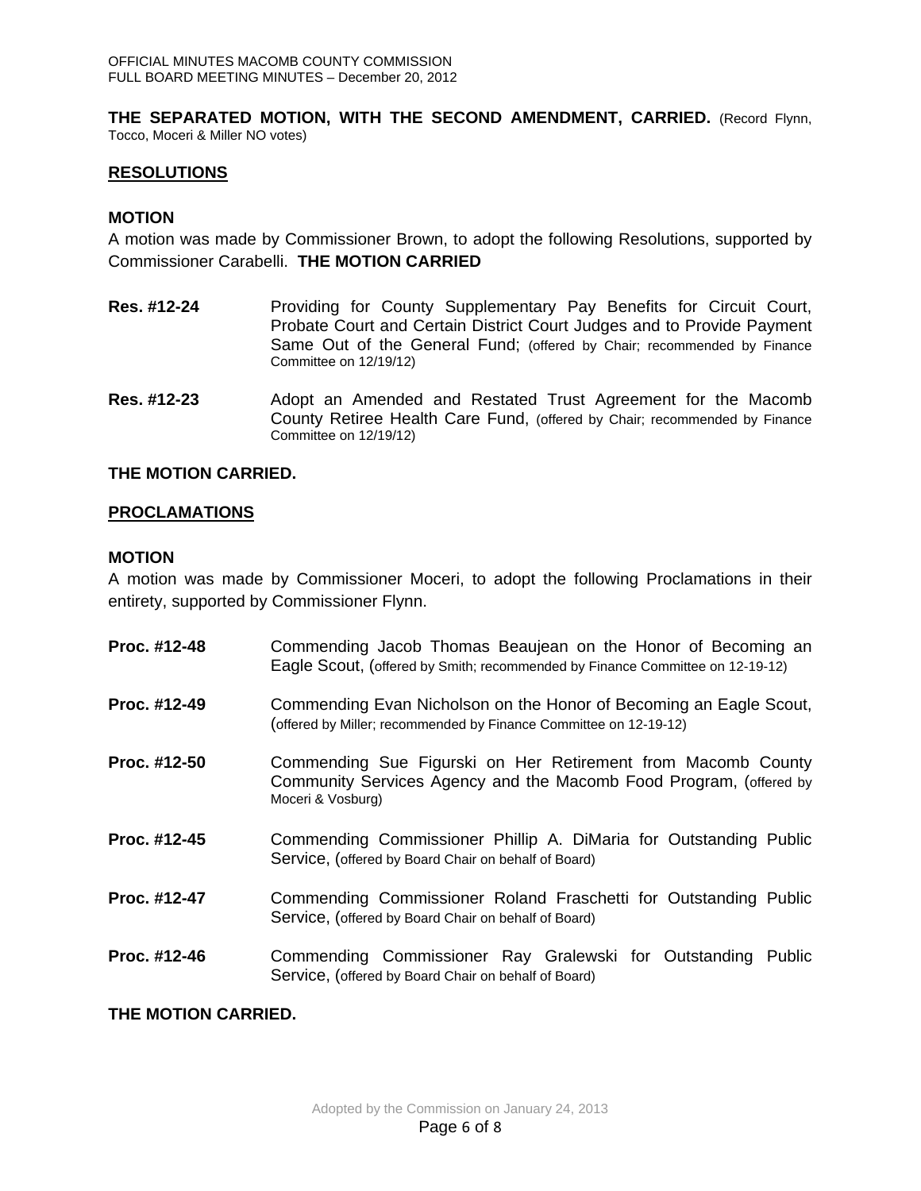**THE SEPARATED MOTION, WITH THE SECOND AMENDMENT, CARRIED.** (Record Flynn, Tocco, Moceri & Miller NO votes)

## RESOLUTIONS

### MOTION

A motion was made by Commissioner Brown, to adopt the following Resolutions, supported by Commissioner Carabelli. **THE MOTION CARRIED**

**Res. #12-24** Providing for County Supplementary Pay Benefits for Circuit Court, Probate Court and Certain District Court Judges and to Provide Payment Same Out of the General Fund; (offered by Chair; recommended by Finance Committee on 12/19/12)

**Res. #12-23** Adopt an Amended and Restated Trust Agreement for the Macomb County Retiree Health Care Fund, (offered by Chair; recommended by Finance Committee on 12/19/12)

**THE MOTION CARRIED.**

## PROCLAMATIONS

### MOTION

A motion was made by Commissioner Moceri, to adopt the following Proclamations in their entirety, supported by Commissioner Flynn.

**Proc. #12-48** Commending Jacob Thomas Beaujean on the Honor of Becoming an Eagle Scout, (offered by Smith; recommended by Finance Committee on 12-19-12)

**Proc. #12-49** Commending Evan Nicholson on the Honor of Becoming an Eagle Scout, (offered by Miller; recommended by Finance Committee on 12-19-12)

**Proc. #12-50** Commending Sue Figurski on Her Retirement from Macomb County Community Services Agency and the Macomb Food Program, (offered by Moceri & Vosburg)

**Proc. #12-45** Commending Commissioner Phillip A. DiMaria for Outstanding Public Service, (offered by Board Chair on behalf of Board)

**Proc. #12-47** Commending Commissioner Roland Fraschetti for Outstanding Public Service, (offered by Board Chair on behalf of Board)

**Proc. #12-46** Commending Commissioner Ray Gralewski for Outstanding Public Service, (offered by Board Chair on behalf of Board)

**THE MOTION CARRIED.**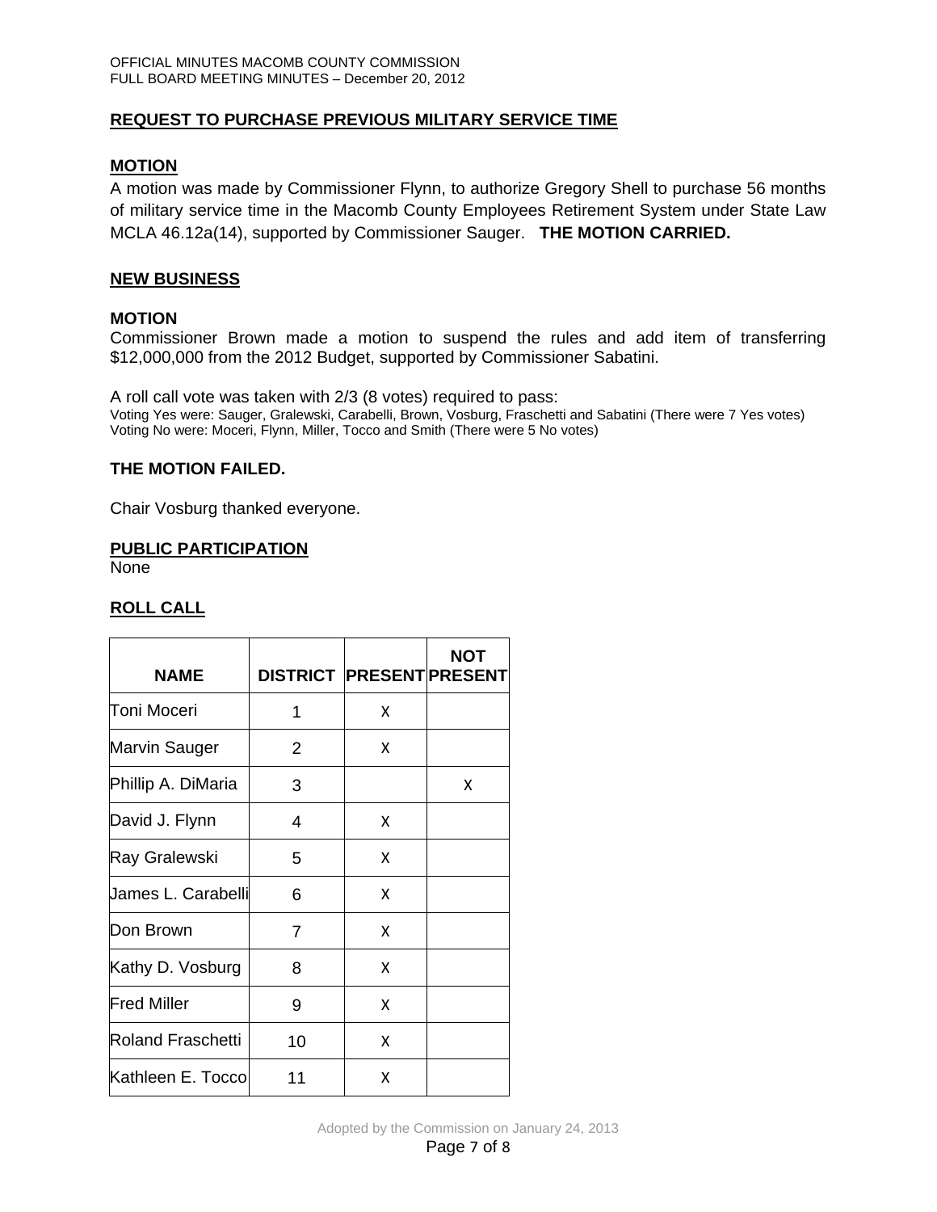**REQUEST TO PURCHASE PREVIOUS MILITARY SERVICE TIME**

**MOTION**

A motion was made by Commissioner Flynn, to authorize Gregory Shell to purchase 56 months of military service time in the Macomb County Employees Retirement System under State Law MCLA 46.12a(14), supported by Commissioner Sauger. **THE MOTION CARRIED.**

**NEW BUSINESS**

**MOTION**

Commissioner Brown made a motion to suspend the rules and add item of transferring $12,000,000 from the 2012 Budget, supported by Commissioner Sabatini.

A roll call vote was taken with 2/3 (8 votes) required to pass:
Voting Yes were: Sauger, Gralewski, Carabelli, Brown, Vosburg, Fraschetti and Sabatini (There were 7 Yes votes)
Voting No were: Moceri, Flynn, Miller, Tocco and Smith (There were 5 No votes)

**THE MOTION FAILED.**

Chair Vosburg thanked everyone.

**PUBLIC PARTICIPATION**

None

**ROLL CALL**

| NAME | DISTRICT | PRESENT | NOT PRESENT |
|---|---|---|---|
| Toni Moceri | 1 | X | |
| Marvin Sauger | 2 | X | |
| Phillip A. DiMaria | 3 | | X |
| David J. Flynn | 4 | X | |
| Ray Gralewski | 5 | X | |
| James L. Carabelli | 6 | X | |
| Don Brown | 7 | X | |
| Kathy D. Vosburg | 8 | X | |
| Fred Miller | 9 | X | |
| Roland Fraschetti | 10 | X | |
| Kathleen E. Tocco | 11 | X | |

Adopted by the Commission on January 24, 2013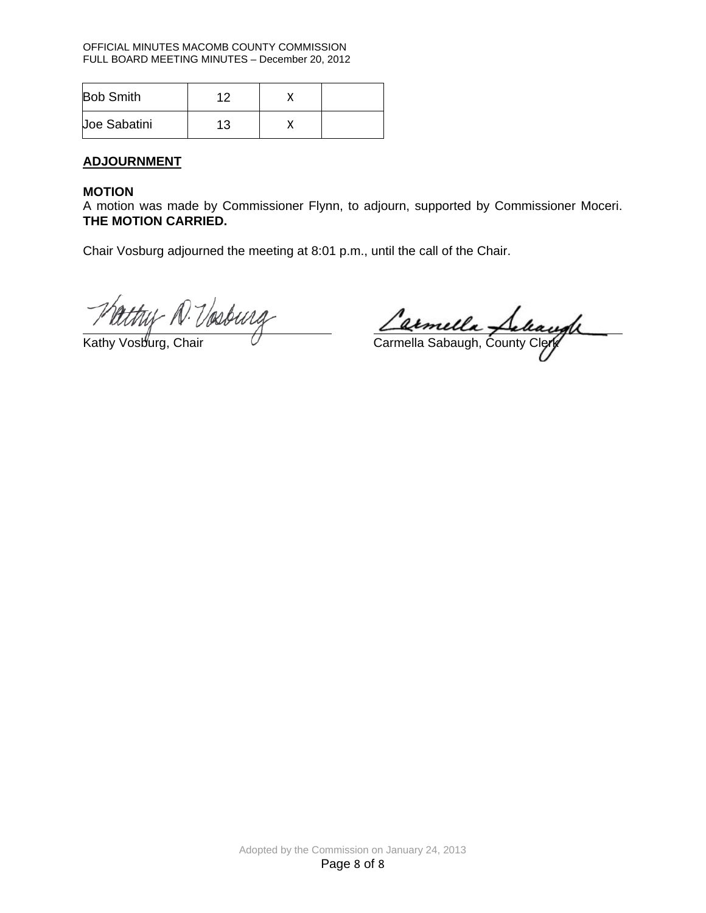| | | | |
|---|---|---|---|
| Bob Smith | 12 | X | |
| Joe Sabatini | 13 | X | |

**ADJOURNMENT**

**MOTION**

A motion was made by Commissioner Flynn, to adjourn, supported by Commissioner Moceri. **THE MOTION CARRIED.**

Chair Vosburg adjourned the meeting at 8:01 p.m., until the call of the Chair.

Kathy D. Vosburg

Kathy Vosburg, Chair

Carmella Sabaugh

Carmella Sabaugh, County Clerk

Adopted by the Commission on January 24, 2013